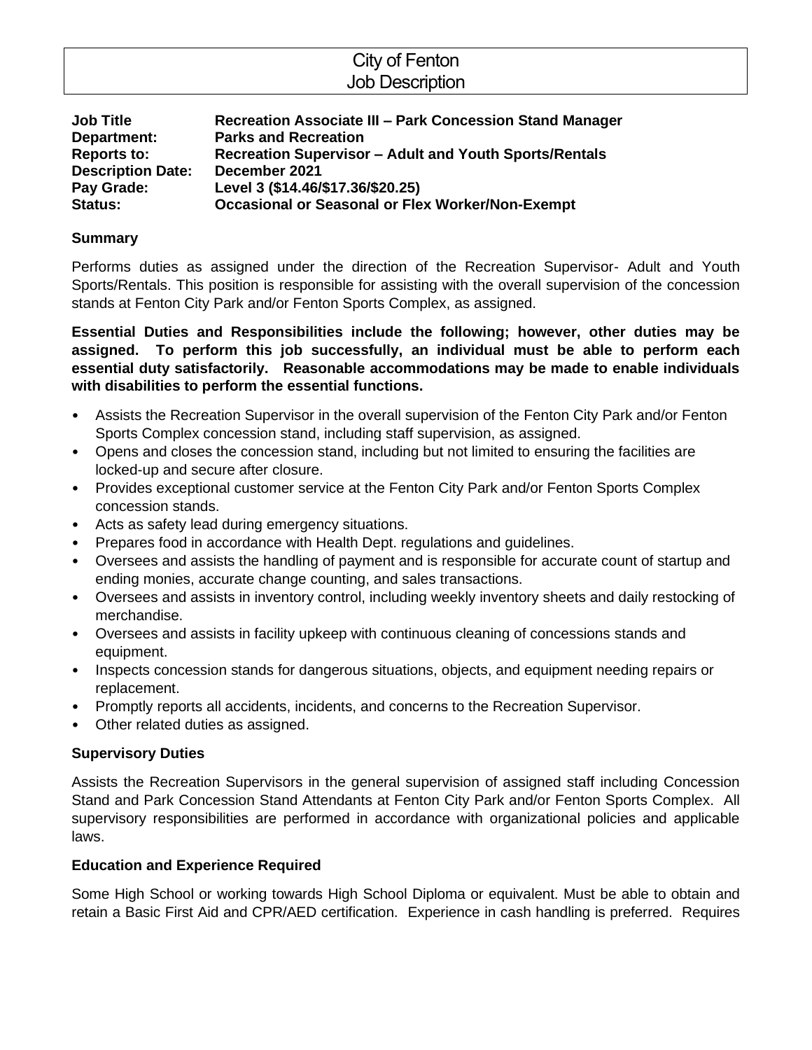# City of Fenton
# Job Description

| | |
|---|---|
| **Job Title** | **Recreation Associate III – Park Concession Stand Manager** |
| **Department:** | **Parks and Recreation** |
| **Reports to:** | **Recreation Supervisor – Adult and Youth Sports/Rentals** |
| **Description Date:** | **December 2021** |
| **Pay Grade:** | **Level 3 ($14.46/$17.36/$20.25)** |
| **Status:** | **Occasional or Seasonal or Flex Worker/Non-Exempt** |

## Summary

Performs duties as assigned under the direction of the Recreation Supervisor- Adult and Youth Sports/Rentals. This position is responsible for assisting with the overall supervision of the concession stands at Fenton City Park and/or Fenton Sports Complex, as assigned.

**Essential Duties and Responsibilities include the following; however, other duties may be assigned. To perform this job successfully, an individual must be able to perform each essential duty satisfactorily. Reasonable accommodations may be made to enable individuals with disabilities to perform the essential functions.**

- Assists the Recreation Supervisor in the overall supervision of the Fenton City Park and/or Fenton Sports Complex concession stand, including staff supervision, as assigned.
- Opens and closes the concession stand, including but not limited to ensuring the facilities are locked-up and secure after closure.
- Provides exceptional customer service at the Fenton City Park and/or Fenton Sports Complex concession stands.
- Acts as safety lead during emergency situations.
- Prepares food in accordance with Health Dept. regulations and guidelines.
- Oversees and assists the handling of payment and is responsible for accurate count of startup and ending monies, accurate change counting, and sales transactions.
- Oversees and assists in inventory control, including weekly inventory sheets and daily restocking of merchandise.
- Oversees and assists in facility upkeep with continuous cleaning of concessions stands and equipment.
- Inspects concession stands for dangerous situations, objects, and equipment needing repairs or replacement.
- Promptly reports all accidents, incidents, and concerns to the Recreation Supervisor.
- Other related duties as assigned.

## Supervisory Duties

Assists the Recreation Supervisors in the general supervision of assigned staff including Concession Stand and Park Concession Stand Attendants at Fenton City Park and/or Fenton Sports Complex. All supervisory responsibilities are performed in accordance with organizational policies and applicable laws.

## Education and Experience Required

Some High School or working towards High School Diploma or equivalent. Must be able to obtain and retain a Basic First Aid and CPR/AED certification. Experience in cash handling is preferred. Requires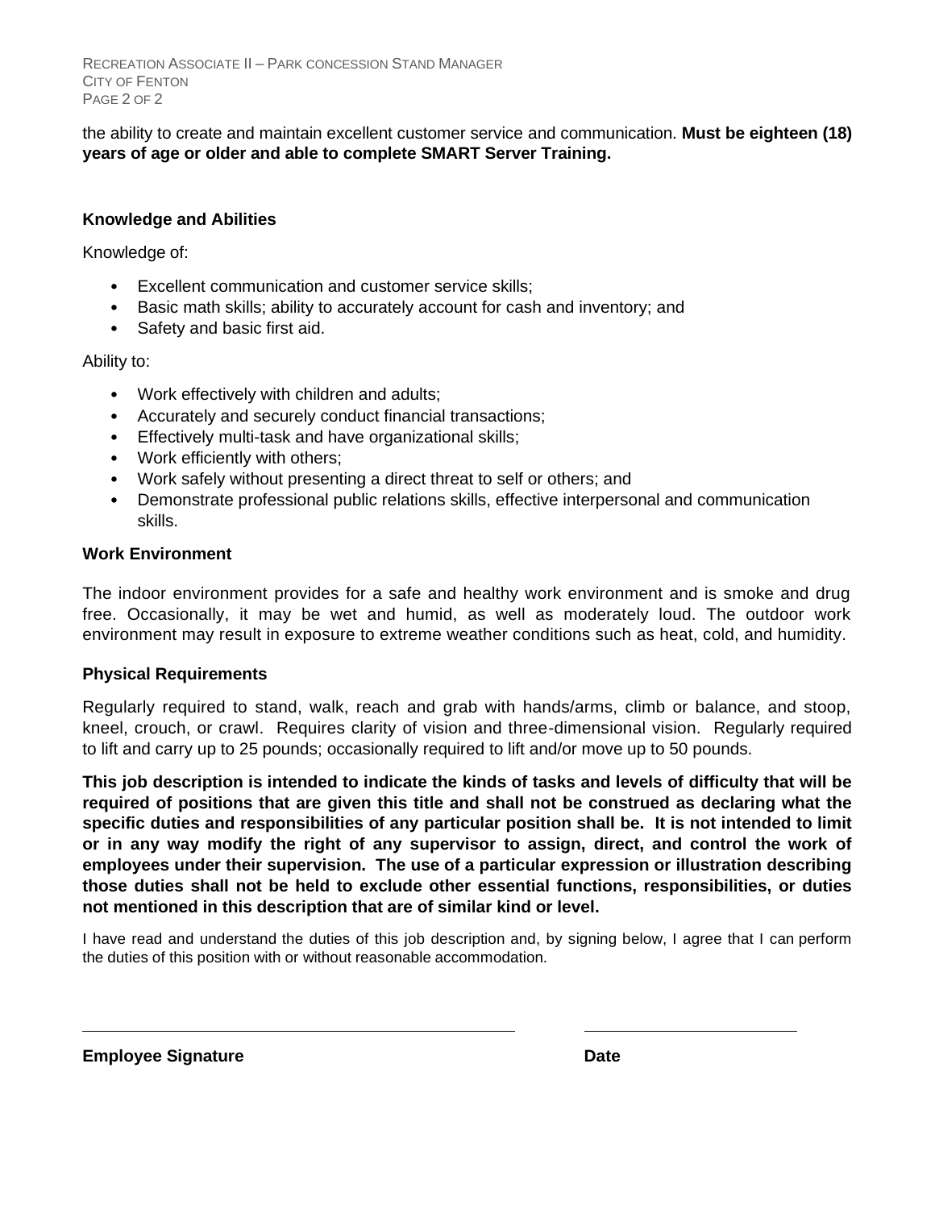the ability to create and maintain excellent customer service and communication. **Must be eighteen (18) years of age or older and able to complete SMART Server Training.**

**Knowledge and Abilities**

Knowledge of:

- Excellent communication and customer service skills;
- Basic math skills; ability to accurately account for cash and inventory; and
- Safety and basic first aid.

Ability to:

- Work effectively with children and adults;
- Accurately and securely conduct financial transactions;
- Effectively multi-task and have organizational skills;
- Work efficiently with others;
- Work safely without presenting a direct threat to self or others; and
- Demonstrate professional public relations skills, effective interpersonal and communication skills.

**Work Environment**

The indoor environment provides for a safe and healthy work environment and is smoke and drug free. Occasionally, it may be wet and humid, as well as moderately loud. The outdoor work environment may result in exposure to extreme weather conditions such as heat, cold, and humidity.

**Physical Requirements**

Regularly required to stand, walk, reach and grab with hands/arms, climb or balance, and stoop, kneel, crouch, or crawl. Requires clarity of vision and three-dimensional vision. Regularly required to lift and carry up to 25 pounds; occasionally required to lift and/or move up to 50 pounds.

**This job description is intended to indicate the kinds of tasks and levels of difficulty that will be required of positions that are given this title and shall not be construed as declaring what the specific duties and responsibilities of any particular position shall be. It is not intended to limit or in any way modify the right of any supervisor to assign, direct, and control the work of employees under their supervision. The use of a particular expression or illustration describing those duties shall not be held to exclude other essential functions, responsibilities, or duties not mentioned in this description that are of similar kind or level.**

I have read and understand the duties of this job description and, by signing below, I agree that I can perform the duties of this position with or without reasonable accommodation.

\_\_\_\_\_\_\_\_\_\_\_\_\_\_\_\_\_\_\_\_\_\_\_\_\_\_\_\_\_\_\_\_\_\_\_\_\_\_\_\_ \_\_\_\_\_\_\_\_\_\_\_\_\_\_\_\_\_\_\_\_

**Employee Signature** **Date**